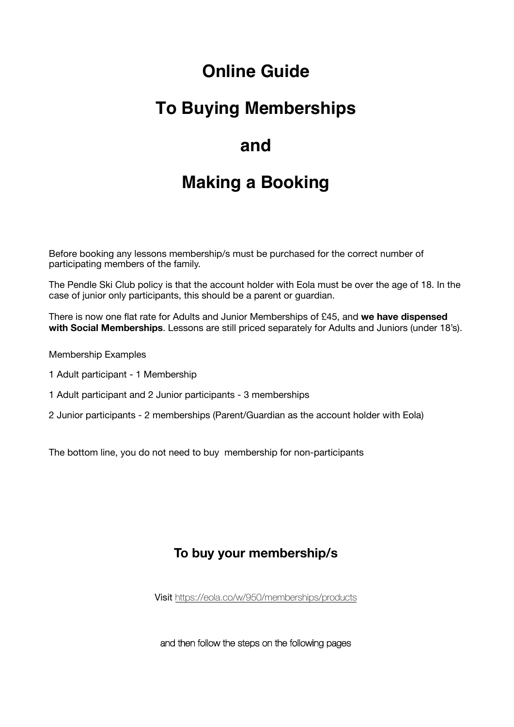# Online Guide

# To Buying Memberships

# and

# Making a Booking

Before booking any lessons membership/s must be purchased for the correct number of participating members of the family.

The Pendle Ski Club policy is that the account holder with Eola must be over the age of 18. In the case of junior only participants, this should be a parent or guardian.

There is now one flat rate for Adults and Junior Memberships of £45, and **we have dispensed with Social Memberships**. Lessons are still priced separately for Adults and Juniors (under 18's).

Membership Examples

1 Adult participant - 1 Membership

1 Adult participant and 2 Junior participants - 3 memberships

2 Junior participants - 2 memberships (Parent/Guardian as the account holder with Eola)

The bottom line, you do not need to buy membership for non-participants

## To buy your membership/s

Visit https://eola.co/w/950/memberships/products

and then follow the steps on the following pages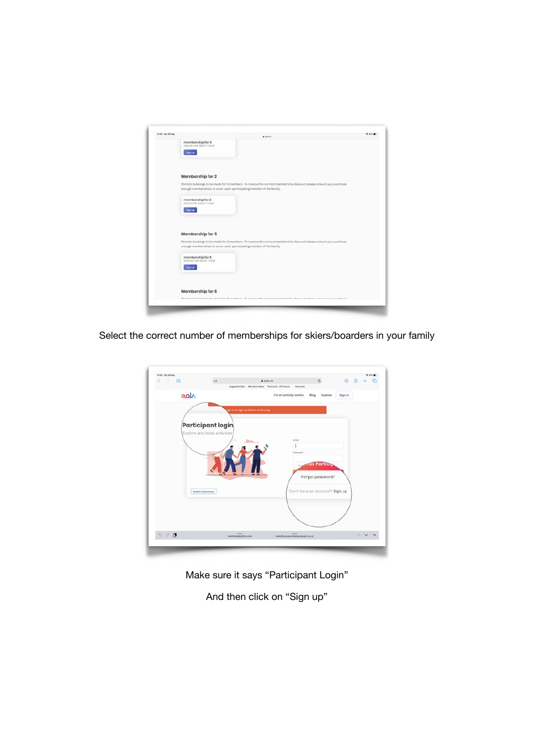Select the correct number of memberships for skiers/boarders in your family

Make sure it says "Participant Login"

And then click on "Sign up"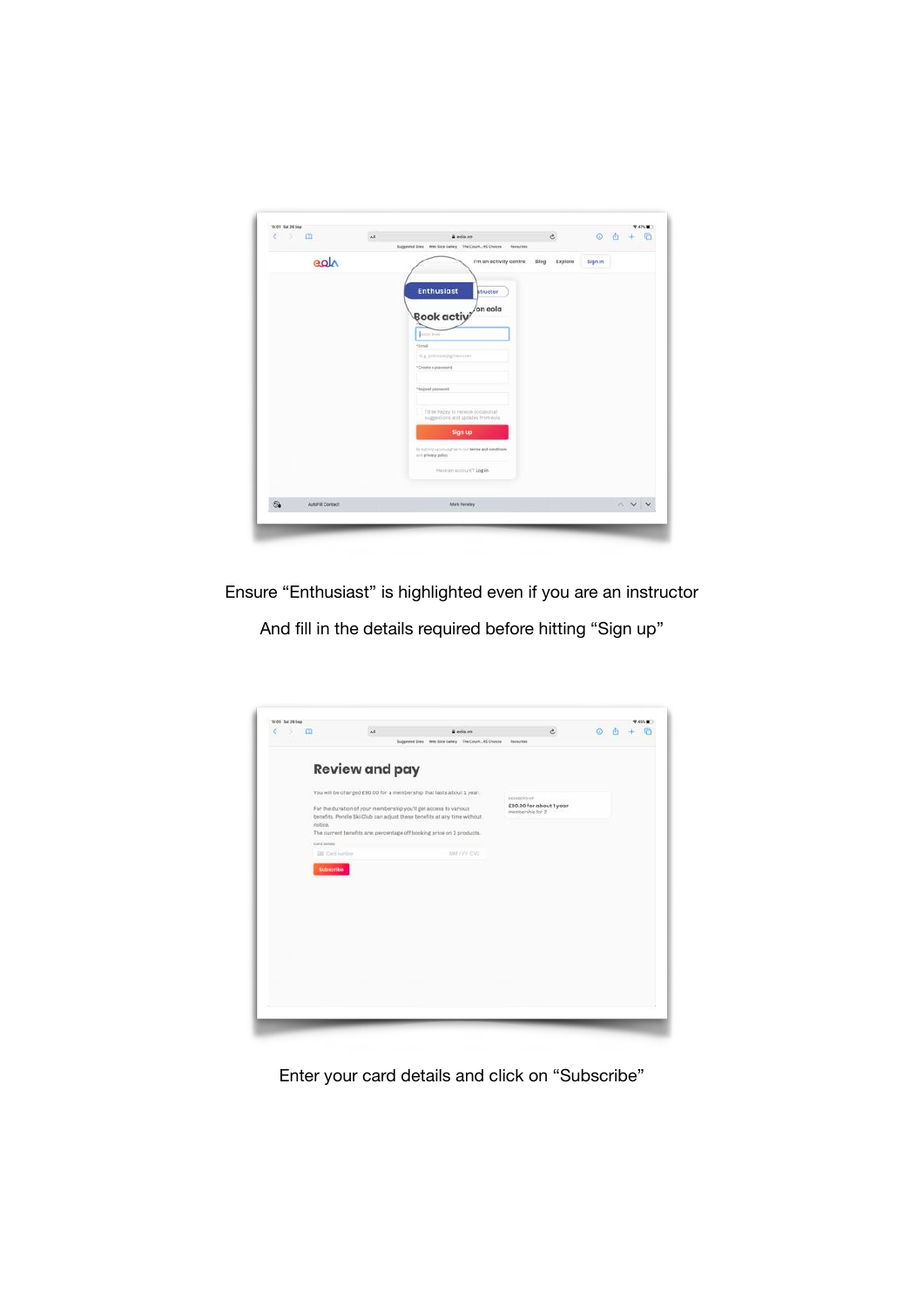Ensure "Enthusiast" is highlighted even if you are an instructor

And fill in the details required before hitting "Sign up"

Enter your card details and click on "Subscribe"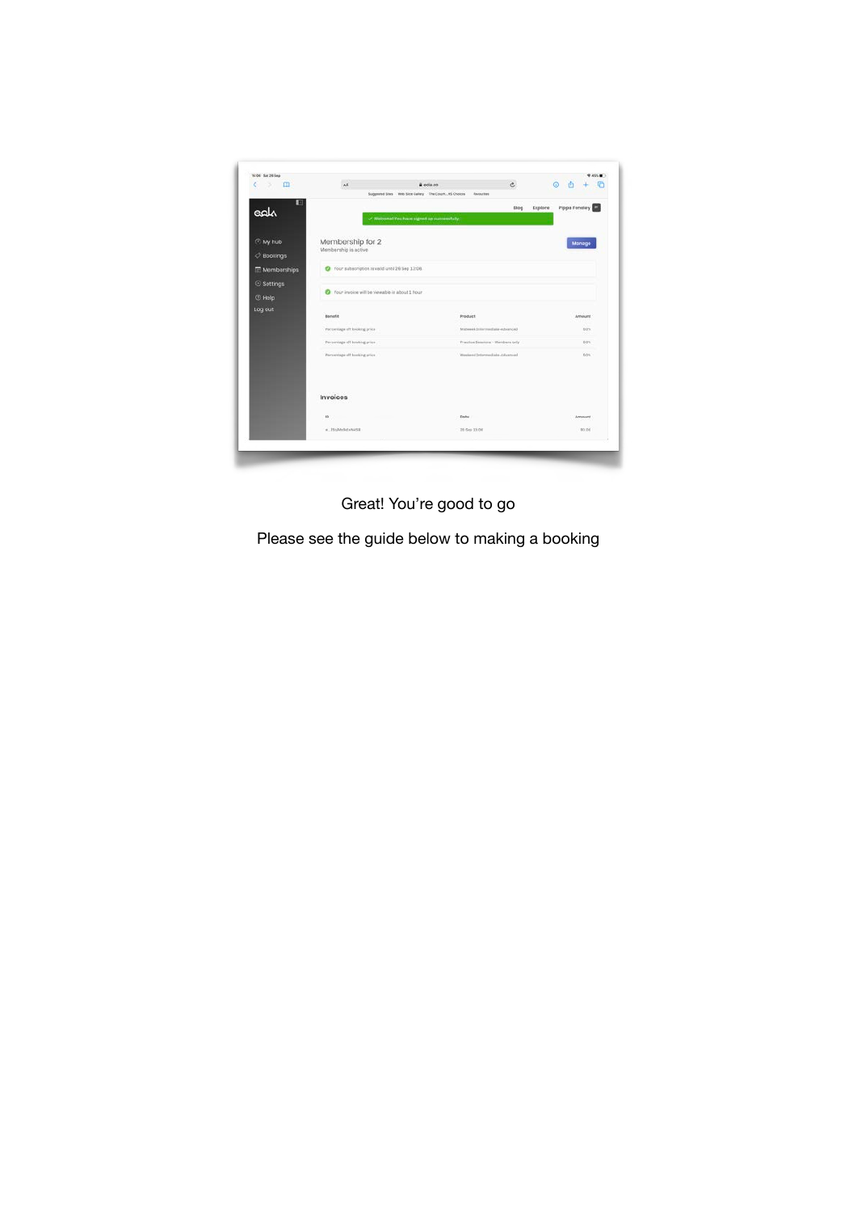Great! You're good to go

Please see the guide below to making a booking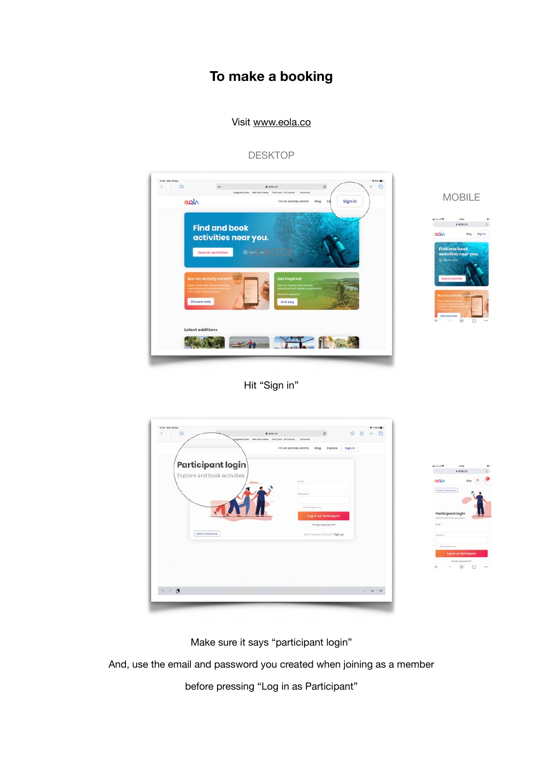# To make a booking

Visit www.eola.co

DESKTOP

MOBILE

Hit “Sign in”

Make sure it says “participant login”

And, use the email and password you created when joining as a member

before pressing “Log in as Participant”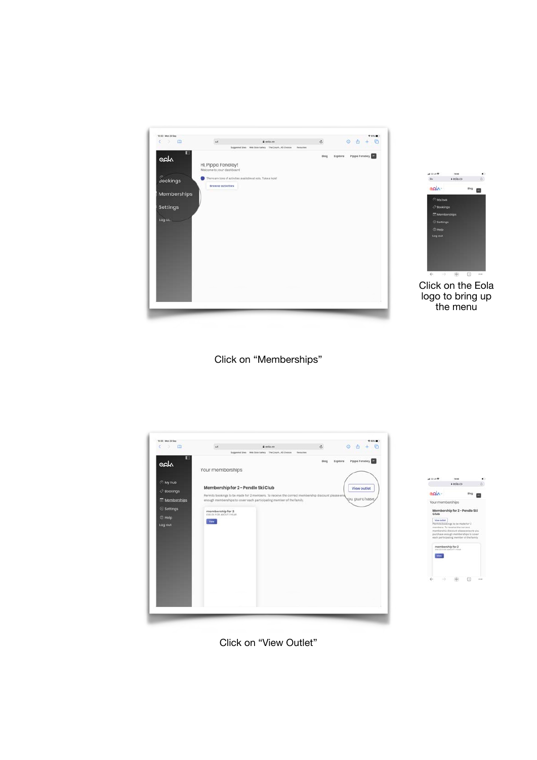Click on the Eola logo to bring up the menu

Click on “Memberships”

Click on “View Outlet”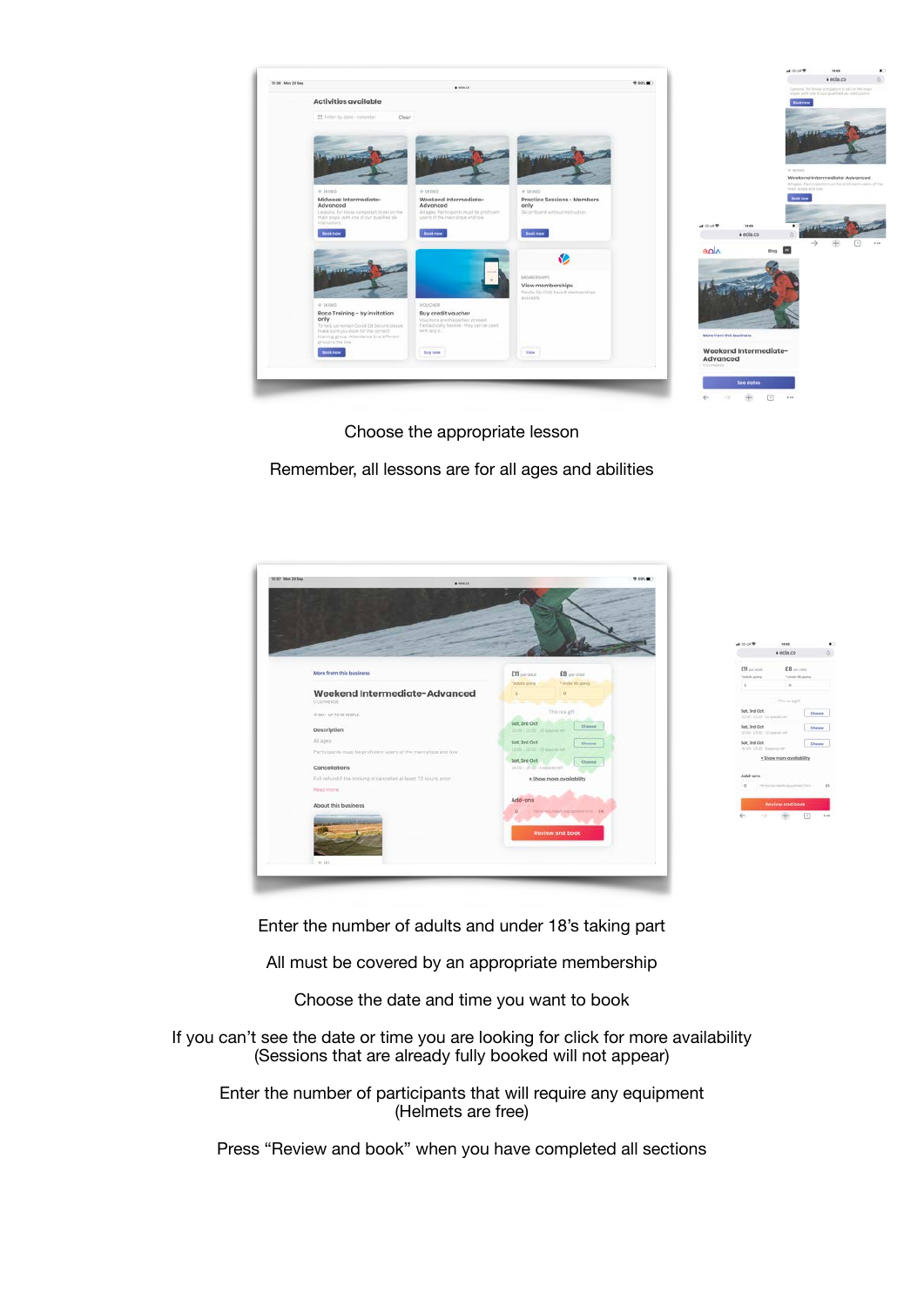Choose the appropriate lesson

Remember, all lessons are for all ages and abilities

Enter the number of adults and under 18's taking part

All must be covered by an appropriate membership

Choose the date and time you want to book

If you can't see the date or time you are looking for click for more availability
(Sessions that are already fully booked will not appear)

Enter the number of participants that will require any equipment
(Helmets are free)

Press "Review and book" when you have completed all sections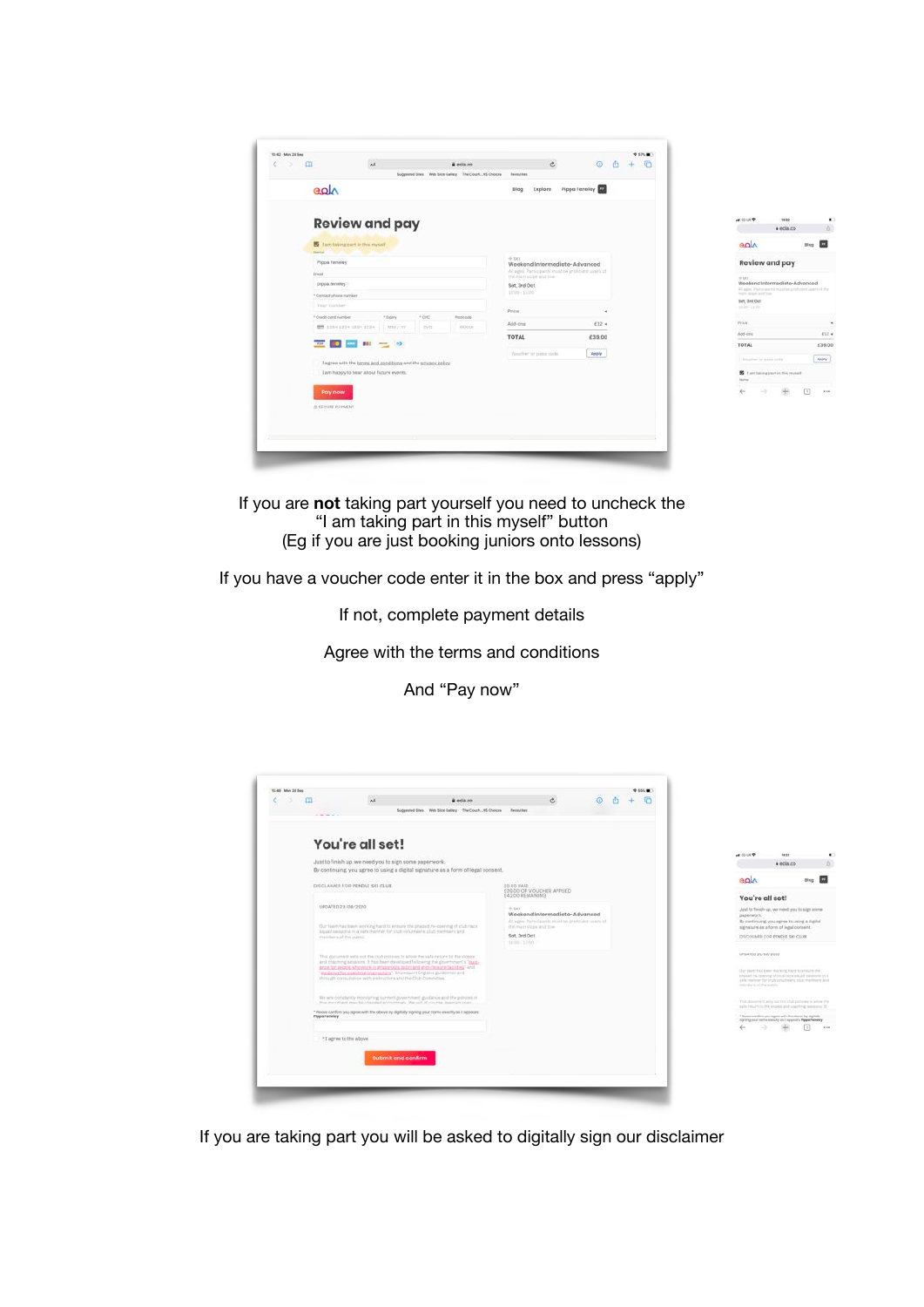If you are **not** taking part yourself you need to uncheck the “I am taking part in this myself” button
(Eg if you are just booking juniors onto lessons)

If you have a voucher code enter it in the box and press “apply”

If not, complete payment details

Agree with the terms and conditions

And “Pay now”

If you are taking part you will be asked to digitally sign our disclaimer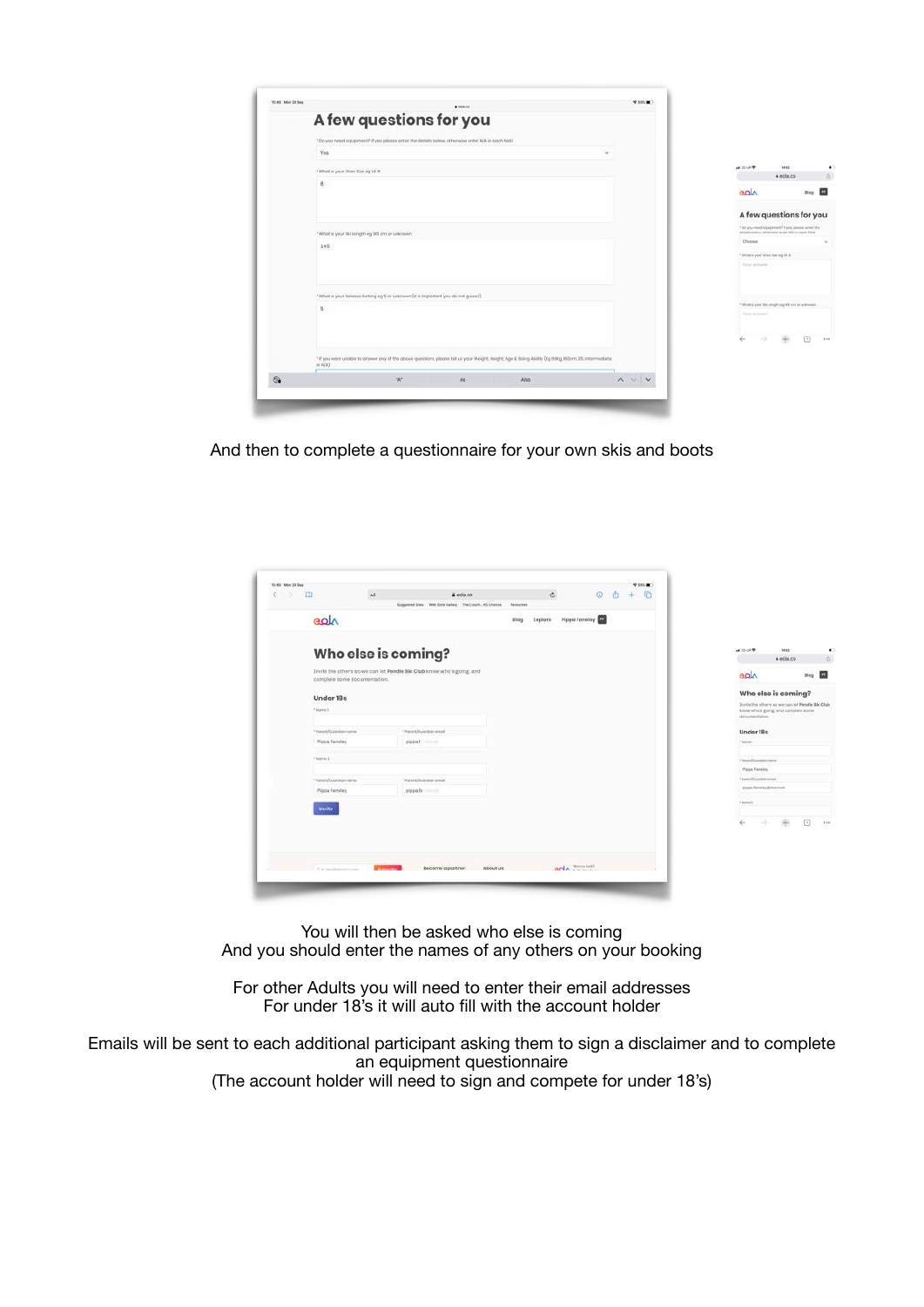And then to complete a questionnaire for your own skis and boots

You will then be asked who else is coming
And you should enter the names of any others on your booking

For other Adults you will need to enter their email addresses
For under 18's it will auto fill with the account holder

Emails will be sent to each additional participant asking them to sign a disclaimer and to complete an equipment questionnaire
(The account holder will need to sign and compete for under 18's)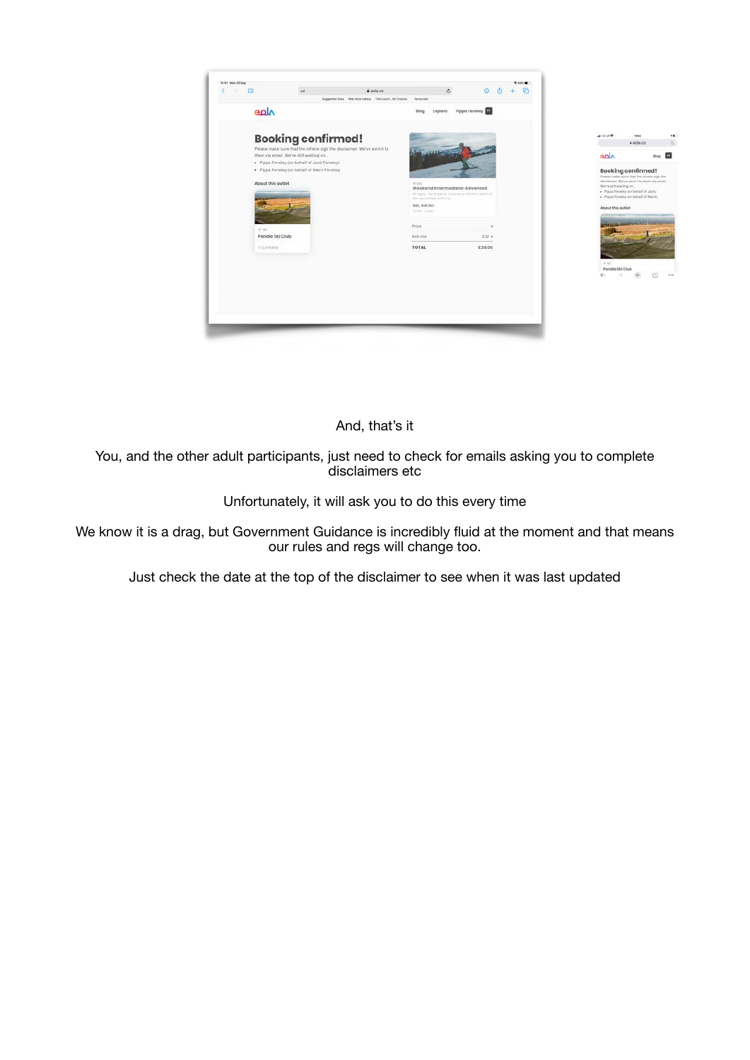And, that's it

You, and the other adult participants, just need to check for emails asking you to complete disclaimers etc

Unfortunately, it will ask you to do this every time

We know it is a drag, but Government Guidance is incredibly fluid at the moment and that means our rules and regs will change too.

Just check the date at the top of the disclaimer to see when it was last updated